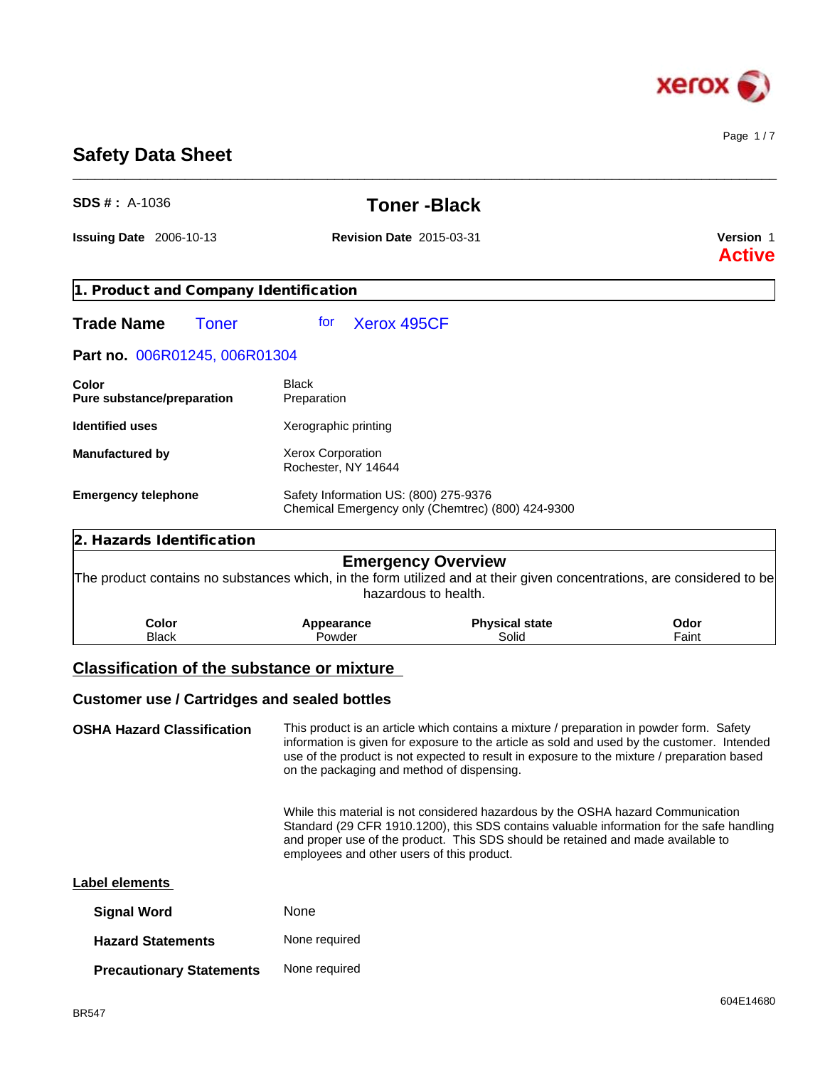# Safety Data Sheet

**SDS # :** A-1036

## Toner -Black

**Issuing Date** 2006-10-13 **Revision Date** 2015-03-31 **Version** 1

**Active**

## 1. Product and Company Identification

**Trade Name** Toner for Xerox 495CF

**Part no.** 006R01245, 006R01304

| | |
|---|---|
| **Color** | Black |
| **Pure substance/preparation** | Preparation |
| **Identified uses** | Xerographic printing |
| **Manufactured by** | Xerox Corporation<br>Rochester, NY 14644 |
| **Emergency telephone** | Safety Information US: (800) 275-9376<br>Chemical Emergency only (Chemtrec) (800) 424-9300 |

## 2. Hazards Identification

### Emergency Overview

The product contains no substances which, in the form utilized and at their given concentrations, are considered to be hazardous to health.

| Color | Appearance | Physical state | Odor |
|---|---|---|---|
| Black | Powder | Solid | Faint |

### Classification of the substance or mixture

### Customer use / Cartridges and sealed bottles

**OSHA Hazard Classification**

This product is an article which contains a mixture / preparation in powder form. Safety information is given for exposure to the article as sold and used by the customer. Intended use of the product is not expected to result in exposure to the mixture / preparation based on the packaging and method of dispensing.

While this material is not considered hazardous by the OSHA hazard Communication Standard (29 CFR 1910.1200), this SDS contains valuable information for the safe handling and proper use of the product. This SDS should be retained and made available to employees and other users of this product.

### Label elements

| | |
|---|---|
| **Signal Word** | None |
| **Hazard Statements** | None required |
| **Precautionary Statements** | None required |

BR547

604E14680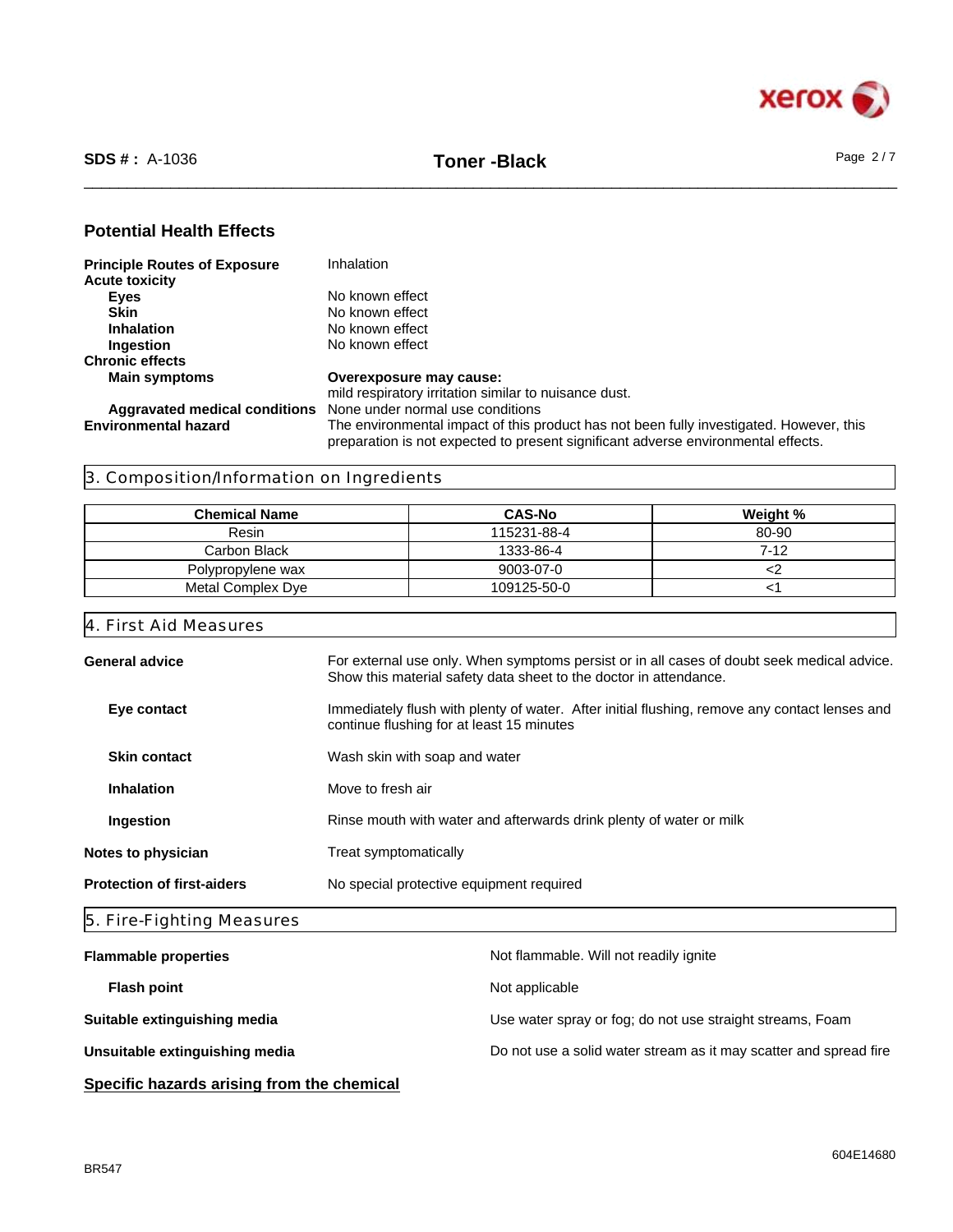## Potential Health Effects

**Principle Routes of Exposure** Inhalation

**Acute toxicity**

- **Eyes** No known effect
- **Skin** No known effect
- **Inhalation** No known effect
- **Ingestion** No known effect

**Chronic effects**

- **Main symptoms** **Overexposure may cause:** mild respiratory irritation similar to nuisance dust.
- **Aggravated medical conditions** None under normal use conditions

**Environmental hazard** The environmental impact of this product has not been fully investigated. However, this preparation is not expected to present significant adverse environmental effects.

## 3. Composition/Information on Ingredients

| Chemical Name | CAS-No | Weight % |
|---|---|---|
| Resin | 115231-88-4 | 80-90 |
| Carbon Black | 1333-86-4 | 7-12 |
| Polypropylene wax | 9003-07-0 | <2 |
| Metal Complex Dye | 109125-50-0 | <1 |

## 4. First Aid Measures

**General advice** For external use only. When symptoms persist or in all cases of doubt seek medical advice. Show this material safety data sheet to the doctor in attendance.

**Eye contact** Immediately flush with plenty of water. After initial flushing, remove any contact lenses and continue flushing for at least 15 minutes

**Skin contact** Wash skin with soap and water

**Inhalation** Move to fresh air

**Ingestion** Rinse mouth with water and afterwards drink plenty of water or milk

**Notes to physician** Treat symptomatically

**Protection of first-aiders** No special protective equipment required

## 5. Fire-Fighting Measures

**Flammable properties** Not flammable. Will not readily ignite

**Flash point** Not applicable

**Suitable extinguishing media** Use water spray or fog; do not use straight streams, Foam

**Unsuitable extinguishing media** Do not use a solid water stream as it may scatter and spread fire

**Specific hazards arising from the chemical**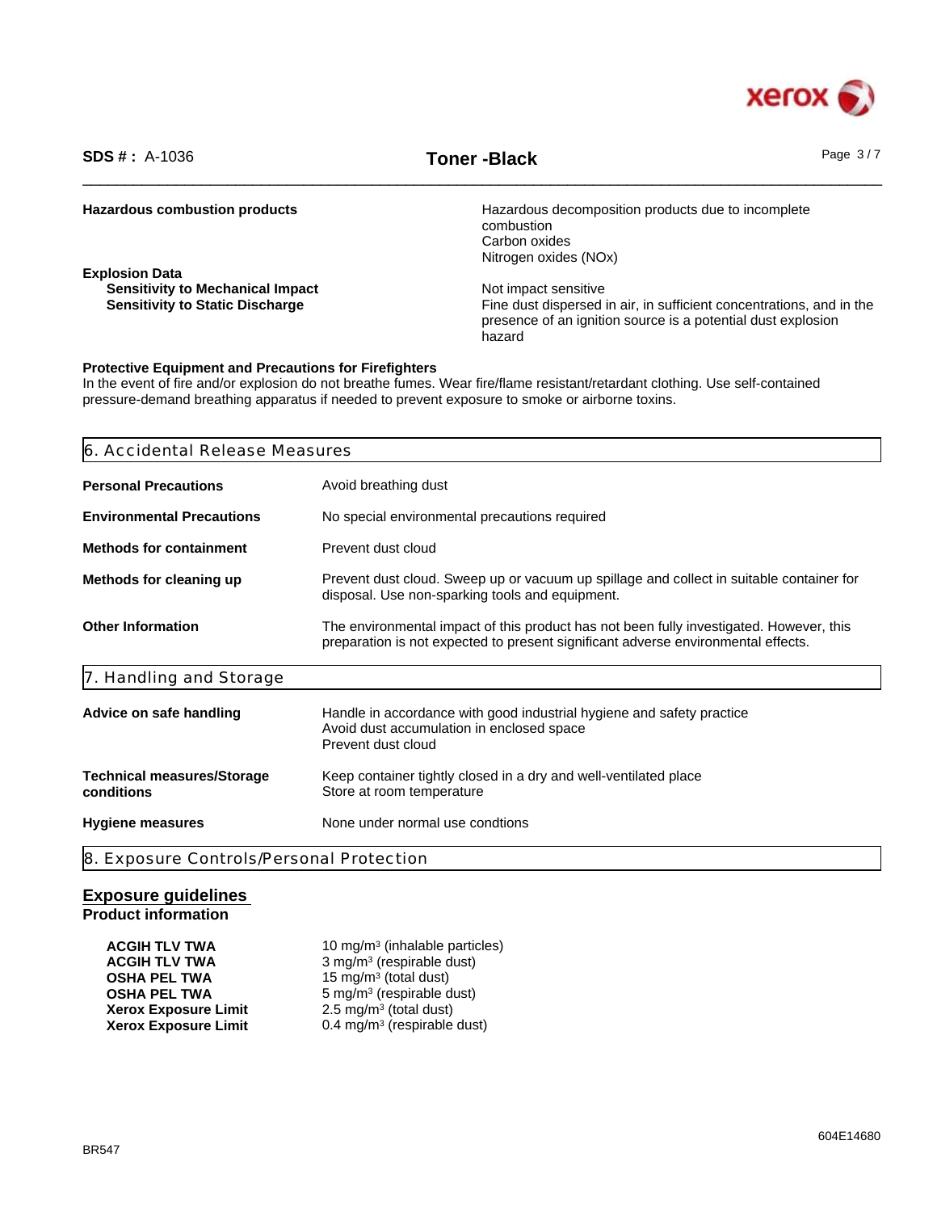**Hazardous combustion products** Hazardous decomposition products due to incomplete combustion
Carbon oxides
Nitrogen oxides (NOx)

**Explosion Data**

**Sensitivity to Mechanical Impact** Not impact sensitive

**Sensitivity to Static Discharge** Fine dust dispersed in air, in sufficient concentrations, and in the presence of an ignition source is a potential dust explosion hazard

**Protective Equipment and Precautions for Firefighters**

In the event of fire and/or explosion do not breathe fumes. Wear fire/flame resistant/retardant clothing. Use self-contained pressure-demand breathing apparatus if needed to prevent exposure to smoke or airborne toxins.

## 6. Accidental Release Measures

**Personal Precautions** Avoid breathing dust

**Environmental Precautions** No special environmental precautions required

**Methods for containment** Prevent dust cloud

**Methods for cleaning up** Prevent dust cloud. Sweep up or vacuum up spillage and collect in suitable container for disposal. Use non-sparking tools and equipment.

**Other Information** The environmental impact of this product has not been fully investigated. However, this preparation is not expected to present significant adverse environmental effects.

## 7. Handling and Storage

**Advice on safe handling** Handle in accordance with good industrial hygiene and safety practice
Avoid dust accumulation in enclosed space
Prevent dust cloud

**Technical measures/Storage conditions** Keep container tightly closed in a dry and well-ventilated place
Store at room temperature

**Hygiene measures** None under normal use condtions

## 8. Exposure Controls/Personal Protection

### Exposure guidelines

**Product information**

| | |
|---|---|
| **ACGIH TLV TWA** | 10 mg/m³ (inhalable particles) |
| **ACGIH TLV TWA** | 3 mg/m³ (respirable dust) |
| **OSHA PEL TWA** | 15 mg/m³ (total dust) |
| **OSHA PEL TWA** | 5 mg/m³ (respirable dust) |
| **Xerox Exposure Limit** | 2.5 mg/m³ (total dust) |
| **Xerox Exposure Limit** | 0.4 mg/m³ (respirable dust) |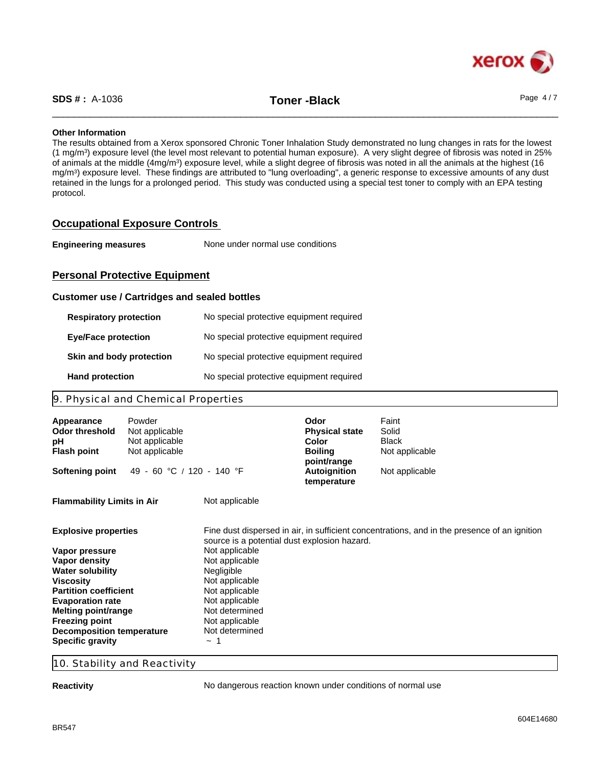**Other Information**

The results obtained from a Xerox sponsored Chronic Toner Inhalation Study demonstrated no lung changes in rats for the lowest (1 mg/m$^3$) exposure level (the level most relevant to potential human exposure). A very slight degree of fibrosis was noted in 25% of animals at the middle (4mg/m$^3$) exposure level, while a slight degree of fibrosis was noted in all the animals at the highest (16 mg/m$^3$) exposure level. These findings are attributed to "lung overloading", a generic response to excessive amounts of any dust retained in the lungs for a prolonged period. This study was conducted using a special test toner to comply with an EPA testing protocol.

## Occupational Exposure Controls

**Engineering measures** None under normal use conditions

## Personal Protective Equipment

### Customer use / Cartridges and sealed bottles

| | |
|---|---|
| **Respiratory protection** | No special protective equipment required |
| **Eye/Face protection** | No special protective equipment required |
| **Skin and body protection** | No special protective equipment required |
| **Hand protection** | No special protective equipment required |

## 9. Physical and Chemical Properties

| | | | |
|---|---|---|---|
| **Appearance** | Powder | **Odor** | Faint |
| **Odor threshold** | Not applicable | **Physical state** | Solid |
| **pH** | Not applicable | **Color** | Black |
| **Flash point** | Not applicable | **Boiling point/range** | Not applicable |
| **Softening point** | 49 - 60 °C / 120 - 140 °F | **Autoignition temperature** | Not applicable |

| | |
|---|---|
| **Flammability Limits in Air** | Not applicable |
| **Explosive properties** | Fine dust dispersed in air, in sufficient concentrations, and in the presence of an ignition source is a potential dust explosion hazard. |
| **Vapor pressure** | Not applicable |
| **Vapor density** | Not applicable |
| **Water solubility** | Negligible |
| **Viscosity** | Not applicable |
| **Partition coefficient** | Not applicable |
| **Evaporation rate** | Not applicable |
| **Melting point/range** | Not determined |
| **Freezing point** | Not applicable |
| **Decomposition temperature** | Not determined |
| **Specific gravity** | ~ 1 |

## 10. Stability and Reactivity

**Reactivity** No dangerous reaction known under conditions of normal use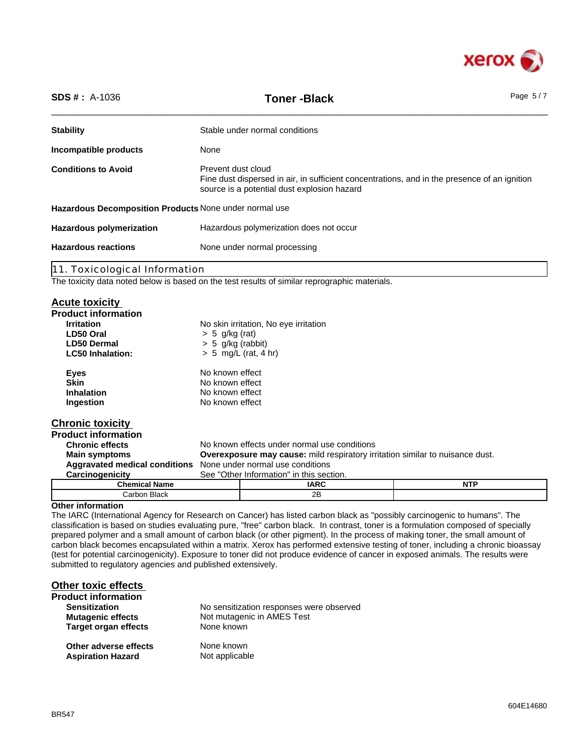| | |
|---|---|
| **Stability** | Stable under normal conditions |
| **Incompatible products** | None |
| **Conditions to Avoid** | Prevent dust cloud<br>Fine dust dispersed in air, in sufficient concentrations, and in the presence of an ignition source is a potential dust explosion hazard |
| **Hazardous Decomposition Products** | None under normal use |
| **Hazardous polymerization** | Hazardous polymerization does not occur |
| **Hazardous reactions** | None under normal processing |

## 11. Toxicological Information

The toxicity data noted below is based on the test results of similar reprographic materials.

### Acute toxicity

**Product information**

| | |
|---|---|
| **Irritation** | No skin irritation, No eye irritation |
| **LD50 Oral** | > 5 g/kg (rat) |
| **LD50 Dermal** | > 5 g/kg (rabbit) |
| **LC50 Inhalation:** | > 5 mg/L (rat, 4 hr) |
| **Eyes** | No known effect |
| **Skin** | No known effect |
| **Inhalation** | No known effect |
| **Ingestion** | No known effect |

### Chronic toxicity

**Product information**

| | |
|---|---|
| **Chronic effects** | No known effects under normal use conditions |
| **Main symptoms** | **Overexposure may cause:** mild respiratory irritation similar to nuisance dust. |
| **Aggravated medical conditions** | None under normal use conditions |
| **Carcinogenicity** | See "Other Information" in this section. |

| Chemical Name | IARC | NTP |
|---|---|---|
| Carbon Black | 2B | |

**Other information**

The IARC (International Agency for Research on Cancer) has listed carbon black as "possibly carcinogenic to humans". The classification is based on studies evaluating pure, "free" carbon black. In contrast, toner is a formulation composed of specially prepared polymer and a small amount of carbon black (or other pigment). In the process of making toner, the small amount of carbon black becomes encapsulated within a matrix. Xerox has performed extensive testing of toner, including a chronic bioassay (test for potential carcinogenicity). Exposure to toner did not produce evidence of cancer in exposed animals. The results were submitted to regulatory agencies and published extensively.

### Other toxic effects

**Product information**

| | |
|---|---|
| **Sensitization** | No sensitization responses were observed |
| **Mutagenic effects** | Not mutagenic in AMES Test |
| **Target organ effects** | None known |
| **Other adverse effects** | None known |
| **Aspiration Hazard** | Not applicable |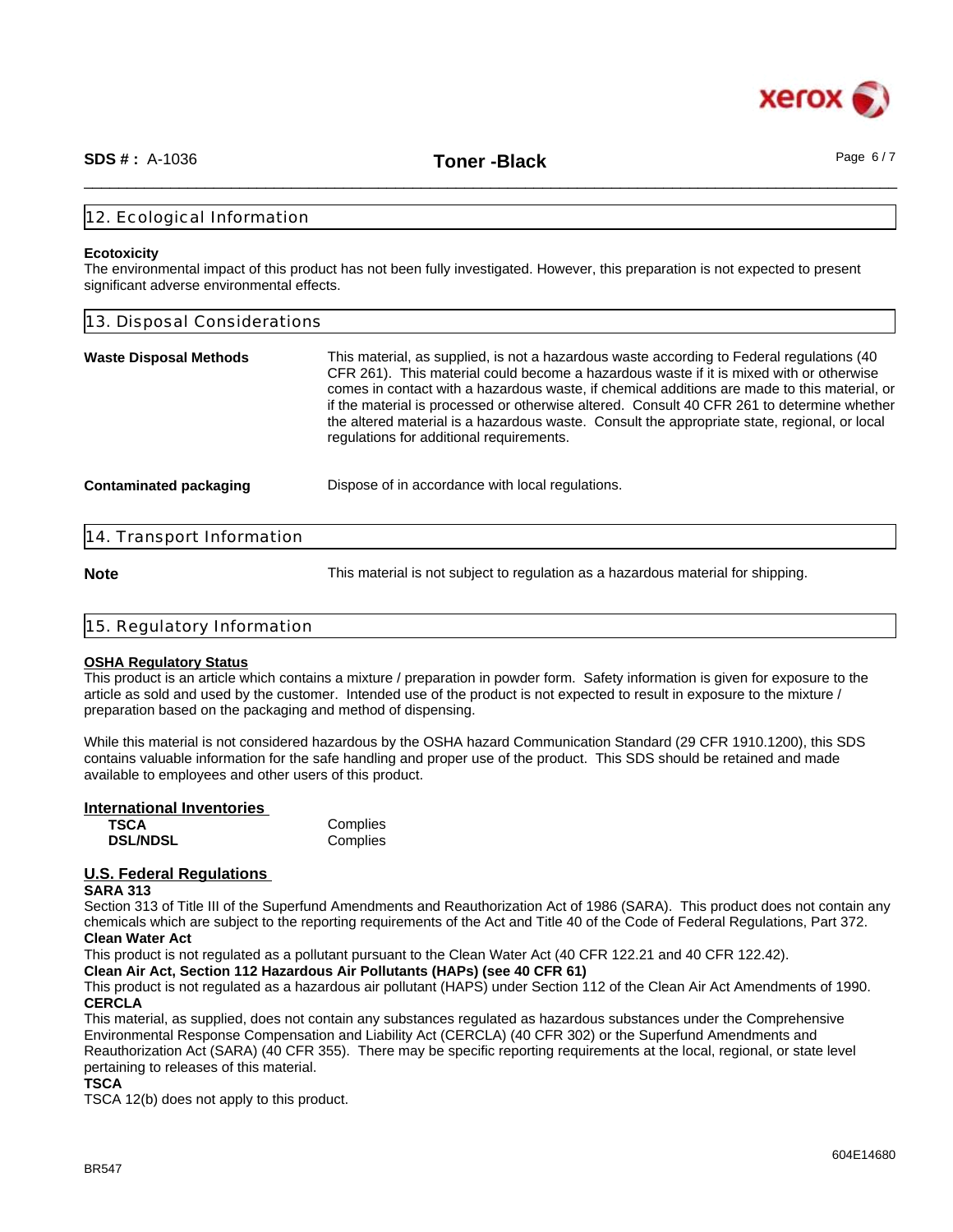## 12. Ecological Information

**Ecotoxicity**

The environmental impact of this product has not been fully investigated. However, this preparation is not expected to present significant adverse environmental effects.

## 13. Disposal Considerations

**Waste Disposal Methods** This material, as supplied, is not a hazardous waste according to Federal regulations (40 CFR 261). This material could become a hazardous waste if it is mixed with or otherwise comes in contact with a hazardous waste, if chemical additions are made to this material, or if the material is processed or otherwise altered. Consult 40 CFR 261 to determine whether the altered material is a hazardous waste. Consult the appropriate state, regional, or local regulations for additional requirements.

**Contaminated packaging** Dispose of in accordance with local regulations.

## 14. Transport Information

**Note** This material is not subject to regulation as a hazardous material for shipping.

## 15. Regulatory Information

**OSHA Regulatory Status**

This product is an article which contains a mixture / preparation in powder form. Safety information is given for exposure to the article as sold and used by the customer. Intended use of the product is not expected to result in exposure to the mixture / preparation based on the packaging and method of dispensing.

While this material is not considered hazardous by the OSHA hazard Communication Standard (29 CFR 1910.1200), this SDS contains valuable information for the safe handling and proper use of the product. This SDS should be retained and made available to employees and other users of this product.

**International Inventories**

| | |
|---|---|
| **TSCA** | Complies |
| **DSL/NDSL** | Complies |

**U.S. Federal Regulations**

**SARA 313**

Section 313 of Title III of the Superfund Amendments and Reauthorization Act of 1986 (SARA). This product does not contain any chemicals which are subject to the reporting requirements of the Act and Title 40 of the Code of Federal Regulations, Part 372.

**Clean Water Act**

This product is not regulated as a pollutant pursuant to the Clean Water Act (40 CFR 122.21 and 40 CFR 122.42).

**Clean Air Act, Section 112 Hazardous Air Pollutants (HAPs) (see 40 CFR 61)**

This product is not regulated as a hazardous air pollutant (HAPS) under Section 112 of the Clean Air Act Amendments of 1990.

**CERCLA**

This material, as supplied, does not contain any substances regulated as hazardous substances under the Comprehensive Environmental Response Compensation and Liability Act (CERCLA) (40 CFR 302) or the Superfund Amendments and Reauthorization Act (SARA) (40 CFR 355). There may be specific reporting requirements at the local, regional, or state level pertaining to releases of this material.

**TSCA**

TSCA 12(b) does not apply to this product.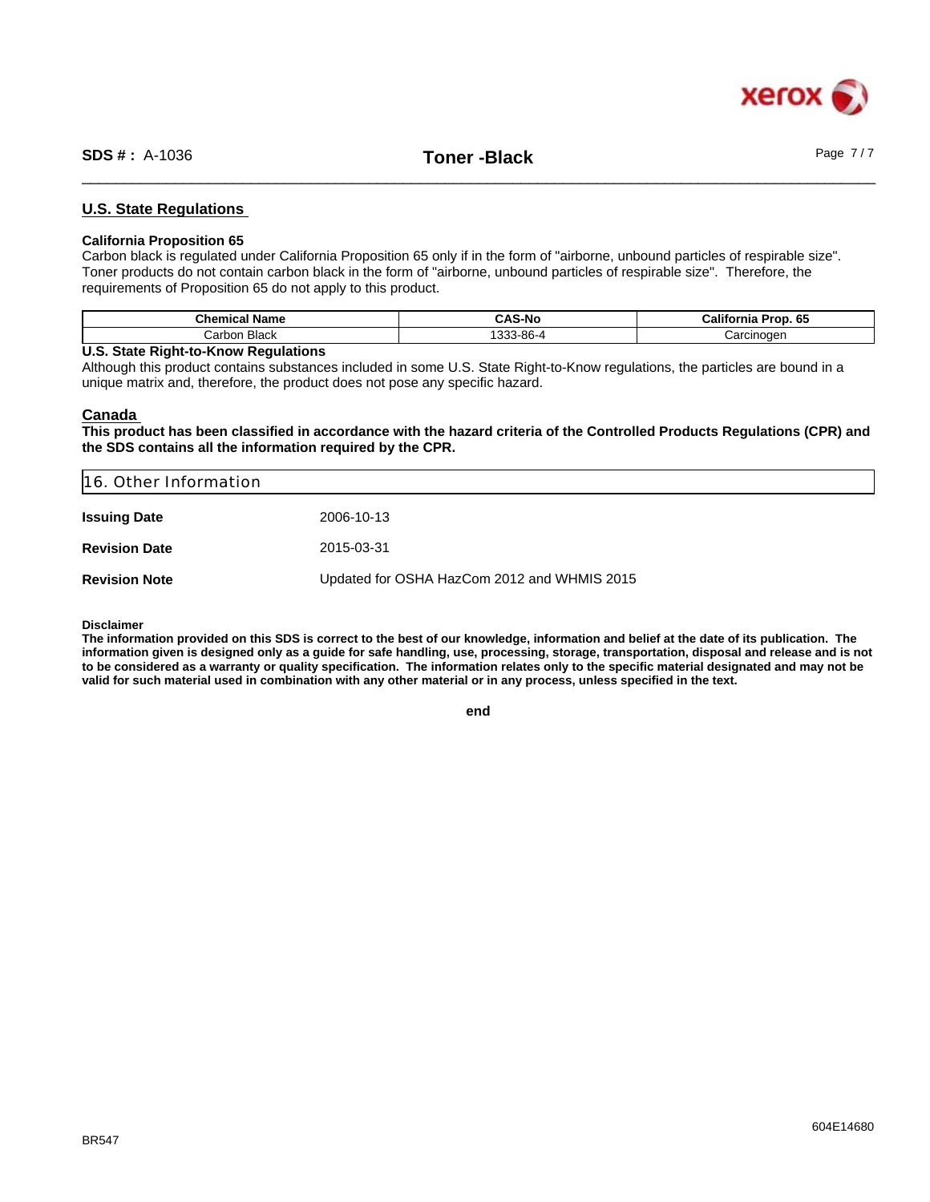## U.S. State Regulations

**California Proposition 65**

Carbon black is regulated under California Proposition 65 only if in the form of "airborne, unbound particles of respirable size". Toner products do not contain carbon black in the form of "airborne, unbound particles of respirable size". Therefore, the requirements of Proposition 65 do not apply to this product.

| Chemical Name | CAS-No | California Prop. 65 |
|---|---|---|
| Carbon Black | 1333-86-4 | Carcinogen |

**U.S. State Right-to-Know Regulations**

Although this product contains substances included in some U.S. State Right-to-Know regulations, the particles are bound in a unique matrix and, therefore, the product does not pose any specific hazard.

## Canada

**This product has been classified in accordance with the hazard criteria of the Controlled Products Regulations (CPR) and the SDS contains all the information required by the CPR.**

## 16. Other Information

**Issuing Date** 2006-10-13

**Revision Date** 2015-03-31

**Revision Note** Updated for OSHA HazCom 2012 and WHMIS 2015

**Disclaimer**

**The information provided on this SDS is correct to the best of our knowledge, information and belief at the date of its publication. The information given is designed only as a guide for safe handling, use, processing, storage, transportation, disposal and release and is not to be considered as a warranty or quality specification. The information relates only to the specific material designated and may not be valid for such material used in combination with any other material or in any process, unless specified in the text.**

**end**

BR547

604E14680